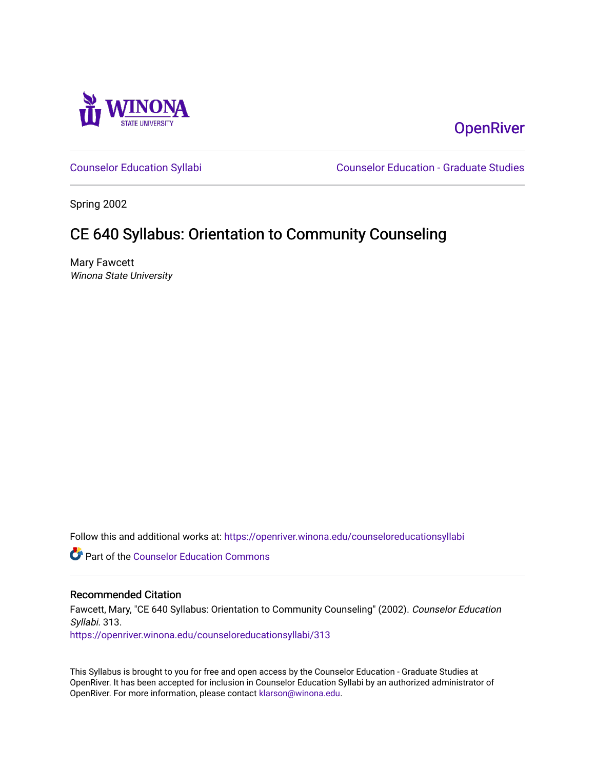Winona State University

OpenRiver

Counselor Education Syllabi | Counselor Education - Graduate Studies

Spring 2002

# CE 640 Syllabus: Orientation to Community Counseling

Mary Fawcett
*Winona State University*

Follow this and additional works at: https://openriver.winona.edu/counseloreducationsyllabi

Part of the Counselor Education Commons

## Recommended Citation

Fawcett, Mary, "CE 640 Syllabus: Orientation to Community Counseling" (2002). *Counselor Education Syllabi*. 313.
https://openriver.winona.edu/counseloreducationsyllabi/313

This Syllabus is brought to you for free and open access by the Counselor Education - Graduate Studies at OpenRiver. It has been accepted for inclusion in Counselor Education Syllabi by an authorized administrator of OpenRiver. For more information, please contact klarson@winona.edu.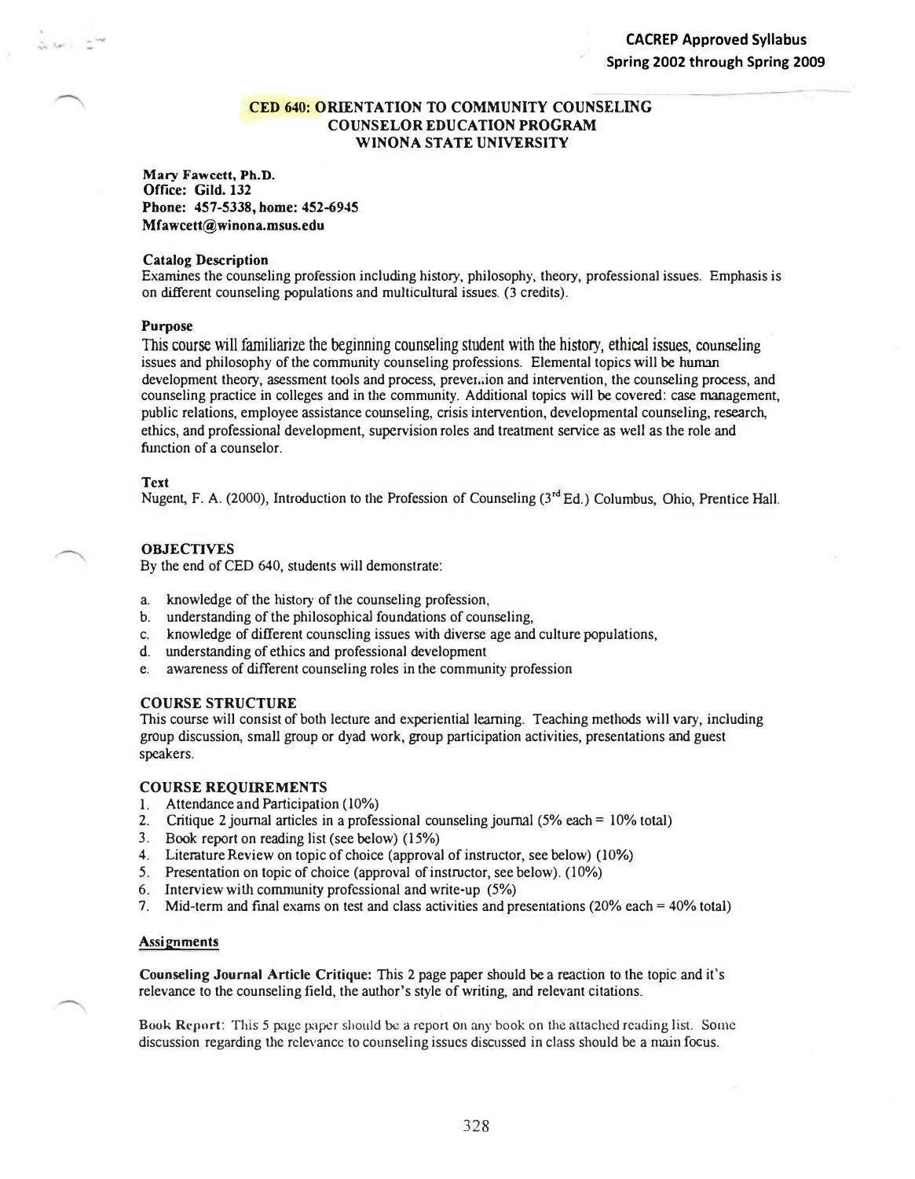**CACREP Approved Syllabus**
**Spring 2002 through Spring 2009**

# CED 640: ORIENTATION TO COMMUNITY COUNSELING
## COUNSELOR EDUCATION PROGRAM
## WINONA STATE UNIVERSITY

**Mary Fawcett, Ph.D.**
**Office: Gild. 132**
**Phone: 457-5338, home: 452-6945**
**Mfawcett@winona.msus.edu**

### Catalog Description

Examines the counseling profession including history, philosophy, theory, professional issues. Emphasis is on different counseling populations and multicultural issues. (3 credits).

### Purpose

This course will familiarize the beginning counseling student with the history, ethical issues, counseling issues and philosophy of the community counseling professions. Elemental topics will be human development theory, asessment tools and process, prevention and intervention, the counseling process, and counseling practice in colleges and in the community. Additional topics will be covered: case management, public relations, employee assistance counseling, crisis intervention, developmental counseling, research, ethics, and professional development, supervision roles and treatment service as well as the role and function of a counselor.

### Text

Nugent, F. A. (2000), Introduction to the Profession of Counseling (3rd Ed.) Columbus, Ohio, Prentice Hall.

### OBJECTIVES

By the end of CED 640, students will demonstrate:

a. knowledge of the history of the counseling profession,
b. understanding of the philosophical foundations of counseling,
c. knowledge of different counseling issues with diverse age and culture populations,
d. understanding of ethics and professional development
e. awareness of different counseling roles in the community profession

### COURSE STRUCTURE

This course will consist of both lecture and experiential learning. Teaching methods will vary, including group discussion, small group or dyad work, group participation activities, presentations and guest speakers.

### COURSE REQUIREMENTS

1. Attendance and Participation (10%)
2. Critique 2 journal articles in a professional counseling journal (5% each = 10% total)
3. Book report on reading list (see below) (15%)
4. Literature Review on topic of choice (approval of instructor, see below) (10%)
5. Presentation on topic of choice (approval of instructor, see below). (10%)
6. Interview with community professional and write-up (5%)
7. Mid-term and final exams on test and class activities and presentations (20% each = 40% total)

### Assignments

**Counseling Journal Article Critique:** This 2 page paper should be a reaction to the topic and it's relevance to the counseling field, the author's style of writing, and relevant citations.

**Book Report:** This 5 page paper should be a report on any book on the attached reading list. Some discussion regarding the relevance to counseling issues discussed in class should be a main focus.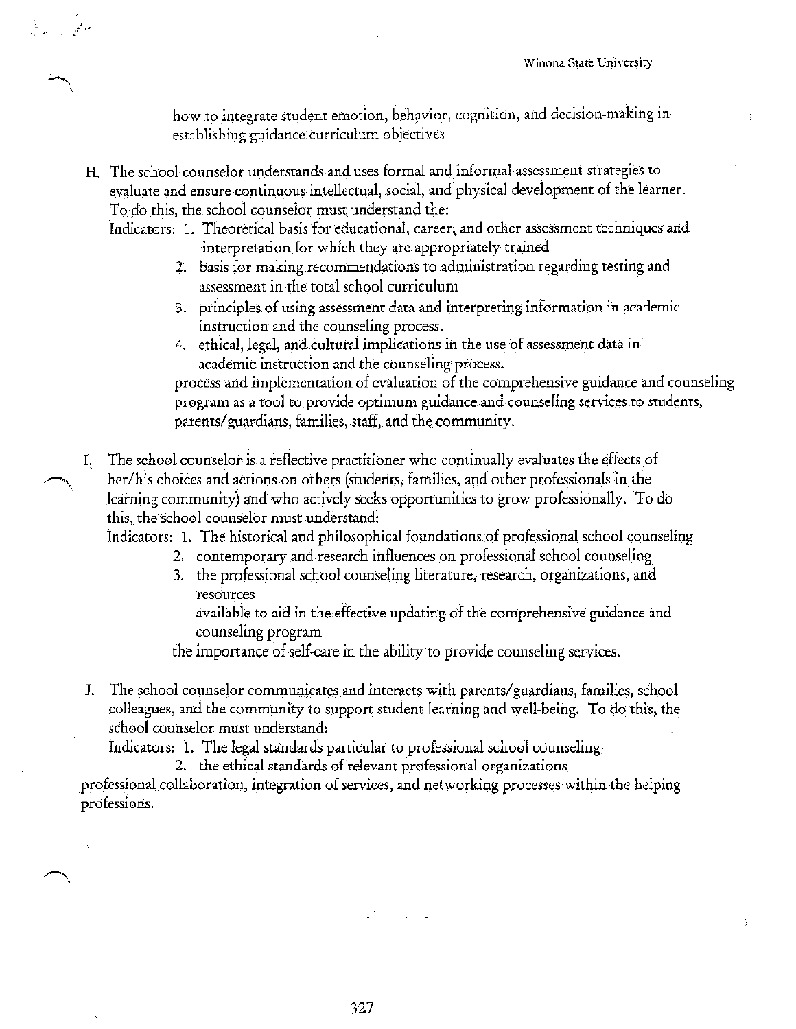how to integrate student emotion, behavior, cognition, and decision-making in establishing guidance curriculum objectives

H. The school counselor understands and uses formal and informal assessment strategies to evaluate and ensure continuous intellectual, social, and physical development of the learner. To do this, the school counselor must understand the:

   Indicators:
   1. Theoretical basis for educational, career, and other assessment techniques and interpretation for which they are appropriately trained
   2. basis for making recommendations to administration regarding testing and assessment in the total school curriculum
   3. principles of using assessment data and interpreting information in academic instruction and the counseling process.
   4. ethical, legal, and cultural implications in the use of assessment data in academic instruction and the counseling process.

   process and implementation of evaluation of the comprehensive guidance and counseling program as a tool to provide optimum guidance and counseling services to students, parents/guardians, families, staff, and the community.

I. The school counselor is a reflective practitioner who continually evaluates the effects of her/his choices and actions on others (students, families, and other professionals in the learning community) and who actively seeks opportunities to grow professionally. To do this, the school counselor must understand:

   Indicators:
   1. The historical and philosophical foundations of professional school counseling
   2. contemporary and research influences on professional school counseling
   3. the professional school counseling literature, research, organizations, and resources

      available to aid in the effective updating of the comprehensive guidance and counseling program

   the importance of self-care in the ability to provide counseling services.

J. The school counselor communicates and interacts with parents/guardians, families, school colleagues, and the community to support student learning and well-being. To do this, the school counselor must understand:

   Indicators:
   1. The legal standards particular to professional school counseling
   2. the ethical standards of relevant professional organizations

professional collaboration, integration of services, and networking processes within the helping professions.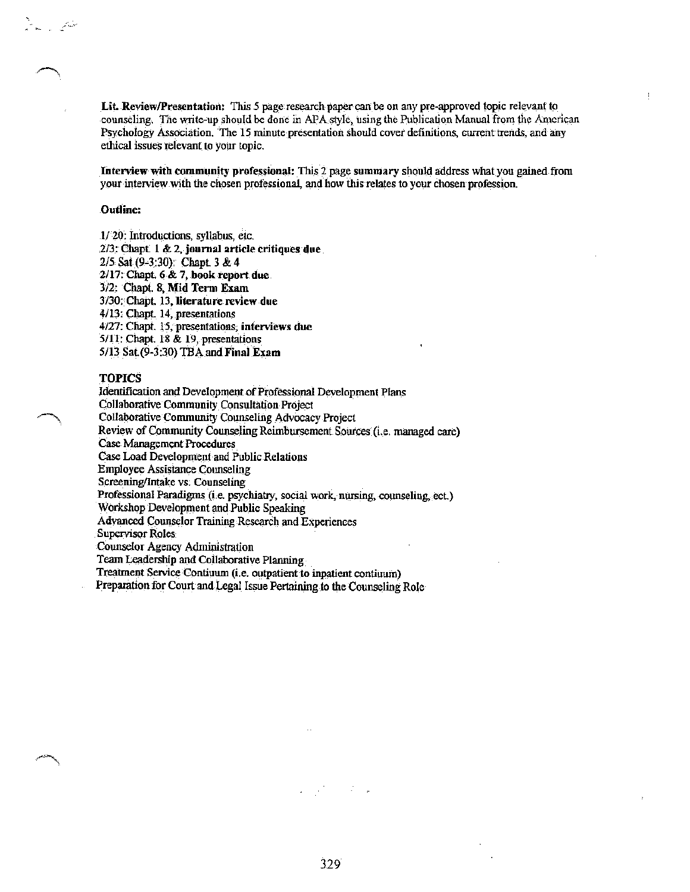**Lit. Review/Presentation:** This 5 page research paper can be on any pre-approved topic relevant to counseling. The write-up should be done in APA style, using the Publication Manual from the American Psychology Association. The 15 minute presentation should cover definitions, current trends, and any ethical issues relevant to your topic.

**Interview with community professional:** This 2 page **summary** should address what you gained from your interview with the chosen professional, and how this relates to your chosen profession.

**Outline:**

1/20: Introductions, syllabus, etc.
2/3: Chapt. 1 & 2, **journal article critiques due**
2/5 Sat (9-3:30): Chapt. 3 & 4
2/17: Chapt. 6 & 7, **book report due**
3/2: Chapt. 8, **Mid Term Exam**
3/30: Chapt. 13, **literature review due**
4/13: Chapt. 14, presentations
4/27: Chapt. 15, presentations, **interviews due**
5/11: Chapt. 18 & 19, presentations
5/13 Sat (9-3:30) TBA and **Final Exam**

**TOPICS**

Identification and Development of Professional Development Plans
Collaborative Community Consultation Project
Collaborative Community Counseling Advocacy Project
Review of Community Counseling Reimbursement Sources (i.e. managed care)
Case Management Procedures
Case Load Development and Public Relations
Employee Assistance Counseling
Screening/Intake vs. Counseling
Professional Paradigms (i.e. psychiatry, social work, nursing, counseling, ect.)
Workshop Development and Public Speaking
Advanced Counselor Training Research and Experiences
Supervisor Roles
Counselor Agency Administration
Team Leadership and Collaborative Planning
Treatment Service Continuum (i.e. outpatient to inpatient continuum)
Preparation for Court and Legal Issue Pertaining to the Counseling Role